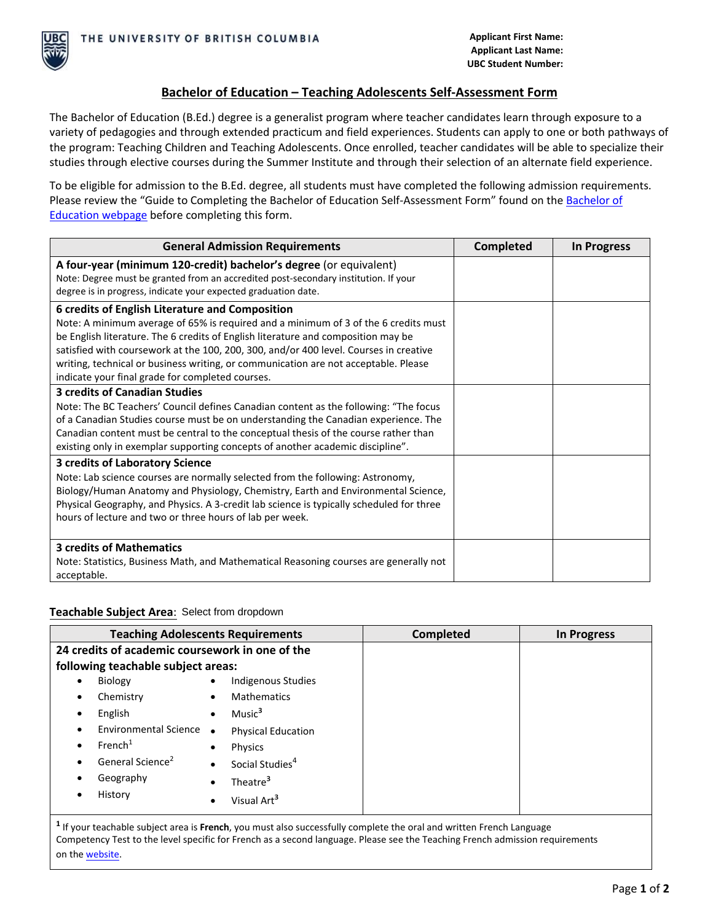THE UNIVERSITY OF BRITISH COLUMBIA

**Applicant First Name:**
**Applicant Last Name:**
**UBC Student Number:**

# Bachelor of Education – Teaching Adolescents Self-Assessment Form

The Bachelor of Education (B.Ed.) degree is a generalist program where teacher candidates learn through exposure to a variety of pedagogies and through extended practicum and field experiences. Students can apply to one or both pathways of the program: Teaching Children and Teaching Adolescents. Once enrolled, teacher candidates will be able to specialize their studies through elective courses during the Summer Institute and through their selection of an alternate field experience.

To be eligible for admission to the B.Ed. degree, all students must have completed the following admission requirements. Please review the "Guide to Completing the Bachelor of Education Self-Assessment Form" found on the Bachelor of Education webpage before completing this form.

| General Admission Requirements | Completed | In Progress |
|---|---|---|
| **A four-year (minimum 120-credit) bachelor's degree** (or equivalent)<br>Note: Degree must be granted from an accredited post-secondary institution. If your degree is in progress, indicate your expected graduation date. | | |
| **6 credits of English Literature and Composition**<br>Note: A minimum average of 65% is required and a minimum of 3 of the 6 credits must be English literature. The 6 credits of English literature and composition may be satisfied with coursework at the 100, 200, 300, and/or 400 level. Courses in creative writing, technical or business writing, or communication are not acceptable. Please indicate your final grade for completed courses. | | |
| **3 credits of Canadian Studies**<br>Note: The BC Teachers' Council defines Canadian content as the following: "The focus of a Canadian Studies course must be on understanding the Canadian experience. The Canadian content must be central to the conceptual thesis of the course rather than existing only in exemplar supporting concepts of another academic discipline". | | |
| **3 credits of Laboratory Science**<br>Note: Lab science courses are normally selected from the following: Astronomy, Biology/Human Anatomy and Physiology, Chemistry, Earth and Environmental Science, Physical Geography, and Physics. A 3-credit lab science is typically scheduled for three hours of lecture and two or three hours of lab per week. | | |
| **3 credits of Mathematics**<br>Note: Statistics, Business Math, and Mathematical Reasoning courses are generally not acceptable. | | |

**Teachable Subject Area**: Select from dropdown

| Teaching Adolescents Requirements | Completed | In Progress |
|---|---|---|
| **24 credits of academic coursework in one of the following teachable subject areas:**<br>• Biology<br>• Chemistry<br>• English<br>• Environmental Science<br>• French[1]<br>• General Science[2]<br>• Geography<br>• History<br>• Indigenous Studies<br>• Mathematics<br>• Music[3]<br>• Physical Education<br>• Physics<br>• Social Studies[4]<br>• Theatre[3]<br>• Visual Art[3] | | |

[1] If your teachable subject area is **French**, you must also successfully complete the oral and written French Language Competency Test to the level specific for French as a second language. Please see the Teaching French admission requirements on the website.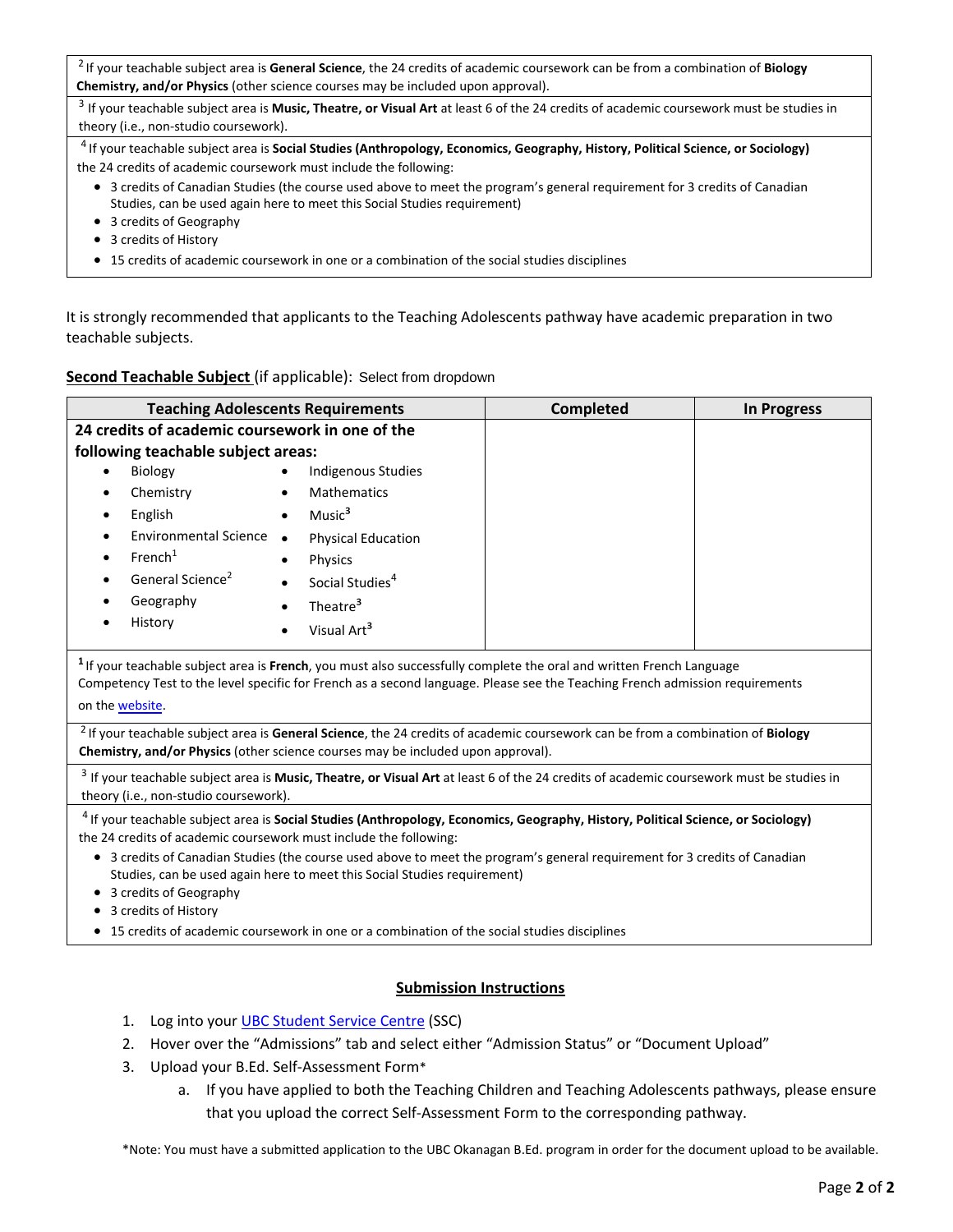[2] If your teachable subject area is **General Science**, the 24 credits of academic coursework can be from a combination of **Biology Chemistry, and/or Physics** (other science courses may be included upon approval).

[3] If your teachable subject area is **Music, Theatre, or Visual Art** at least 6 of the 24 credits of academic coursework must be studies in theory (i.e., non-studio coursework).

[4] If your teachable subject area is **Social Studies (Anthropology, Economics, Geography, History, Political Science, or Sociology)** the 24 credits of academic coursework must include the following:

- 3 credits of Canadian Studies (the course used above to meet the program's general requirement for 3 credits of Canadian Studies, can be used again here to meet this Social Studies requirement)
- 3 credits of Geography
- 3 credits of History
- 15 credits of academic coursework in one or a combination of the social studies disciplines

It is strongly recommended that applicants to the Teaching Adolescents pathway have academic preparation in two teachable subjects.

**Second Teachable Subject** (if applicable): Select from dropdown

| Teaching Adolescents Requirements | Completed | In Progress |
|---|---|---|
| **24 credits of academic coursework in one of the following teachable subject areas:**<br>• Biology<br>• Chemistry<br>• English<br>• Environmental Science<br>• French[1]<br>• General Science[2]<br>• Geography<br>• History<br>• Indigenous Studies<br>• Mathematics<br>• Music[3]<br>• Physical Education<br>• Physics<br>• Social Studies[4]<br>• Theatre[3]<br>• Visual Art[3] | | |

[1] If your teachable subject area is **French**, you must also successfully complete the oral and written French Language Competency Test to the level specific for French as a second language. Please see the Teaching French admission requirements on the website.

[2] If your teachable subject area is **General Science**, the 24 credits of academic coursework can be from a combination of **Biology Chemistry, and/or Physics** (other science courses may be included upon approval).

[3] If your teachable subject area is **Music, Theatre, or Visual Art** at least 6 of the 24 credits of academic coursework must be studies in theory (i.e., non-studio coursework).

[4] If your teachable subject area is **Social Studies (Anthropology, Economics, Geography, History, Political Science, or Sociology)** the 24 credits of academic coursework must include the following:

- 3 credits of Canadian Studies (the course used above to meet the program's general requirement for 3 credits of Canadian Studies, can be used again here to meet this Social Studies requirement)
- 3 credits of Geography
- 3 credits of History
- 15 credits of academic coursework in one or a combination of the social studies disciplines

## Submission Instructions

1. Log into your UBC Student Service Centre (SSC)
2. Hover over the "Admissions" tab and select either "Admission Status" or "Document Upload"
3. Upload your B.Ed. Self-Assessment Form*
   a. If you have applied to both the Teaching Children and Teaching Adolescents pathways, please ensure that you upload the correct Self-Assessment Form to the corresponding pathway.

*Note: You must have a submitted application to the UBC Okanagan B.Ed. program in order for the document upload to be available.